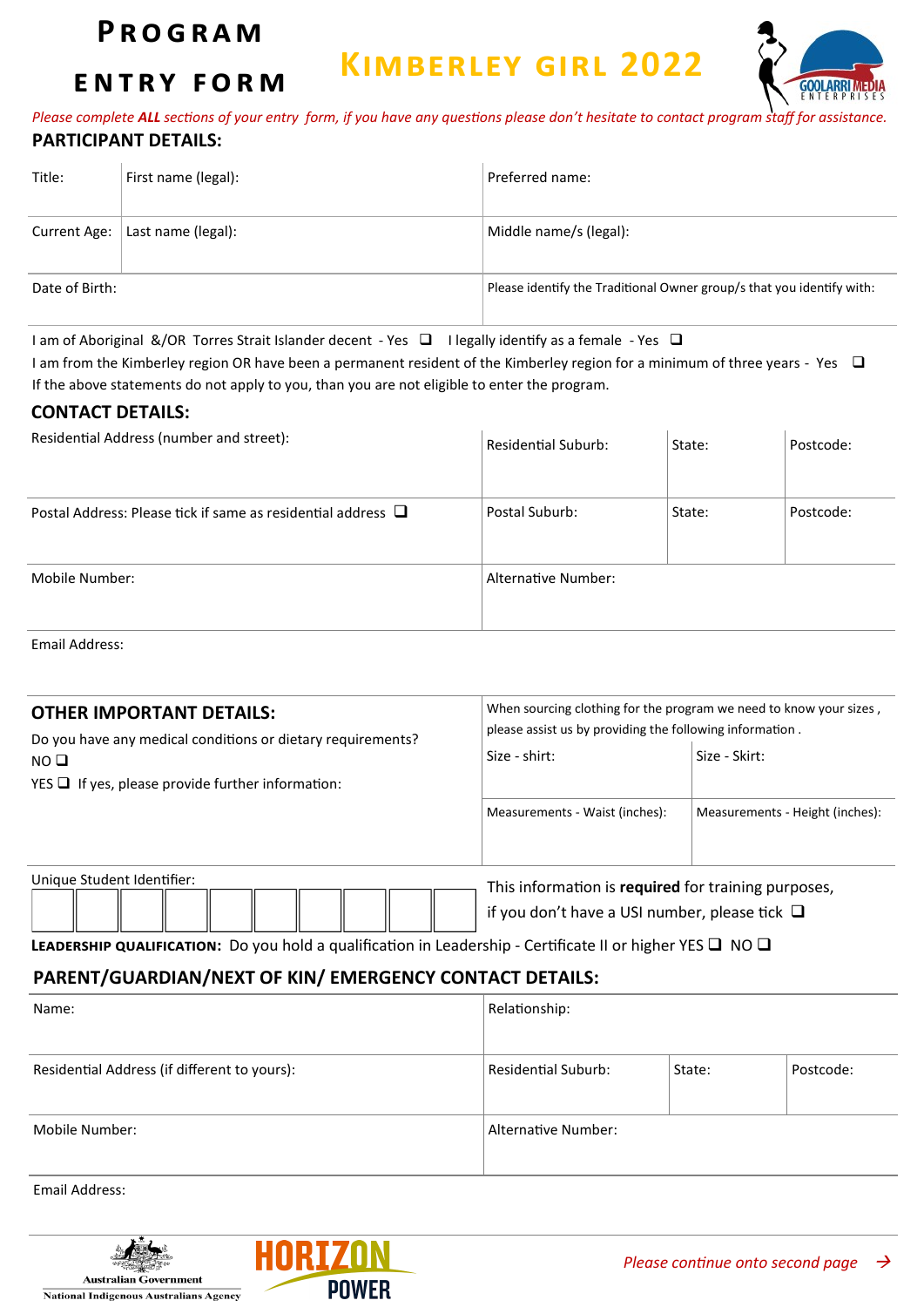# PROGRAM ENTRY FORM

# KIMBERLEY GIRL 2022

GOOLARRI MEDIA ENTERPRISES

*Please complete **ALL** sections of your entry form, if you have any questions please don't hesitate to contact program staff for assistance.*

## PARTICIPANT DETAILS:

| Title: | First name (legal): | Preferred name: |
|---|---|---|
| Current Age: | Last name (legal): | Middle name/s (legal): |
| Date of Birth: | | Please identify the Traditional Owner group/s that you identify with: |

I am of Aboriginal &/OR Torres Strait Islander decent - Yes ❑  I legally identify as a female - Yes ❑

I am from the Kimberley region OR have been a permanent resident of the Kimberley region for a minimum of three years - Yes ❑

If the above statements do not apply to you, than you are not eligible to enter the program.

## CONTACT DETAILS:

| Residential Address (number and street): | Residential Suburb: | State: | Postcode: |
|---|---|---|---|
| Postal Address: Please tick if same as residential address ❑ | Postal Suburb: | State: | Postcode: |
| Mobile Number: | Alternative Number: | | |
| Email Address: | | | |

## OTHER IMPORTANT DETAILS:

Do you have any medical conditions or dietary requirements?

NO ❑

YES ❑ If yes, please provide further information:

When sourcing clothing for the program we need to know your sizes , please assist us by providing the following information .

| Size - shirt: | Size - Skirt: |
|---|---|
| Measurements - Waist (inches): | Measurements - Height (inches): |

Unique Student Identifier: | | | | | | | | | | |

This information is **required** for training purposes, if you don't have a USI number, please tick ❑

**LEADERSHIP QUALIFICATION:** Do you hold a qualification in Leadership - Certificate II or higher YES ❑ NO ❑

## PARENT/GUARDIAN/NEXT OF KIN/ EMERGENCY CONTACT DETAILS:

| Name: | Relationship: | | |
|---|---|---|---|
| Residential Address (if different to yours): | Residential Suburb: | State: | Postcode: |
| Mobile Number: | Alternative Number: | | |
| Email Address: | | | |

Australian Government
National Indigenous Australians Agency

HORIZON POWER

*Please continue onto second page* →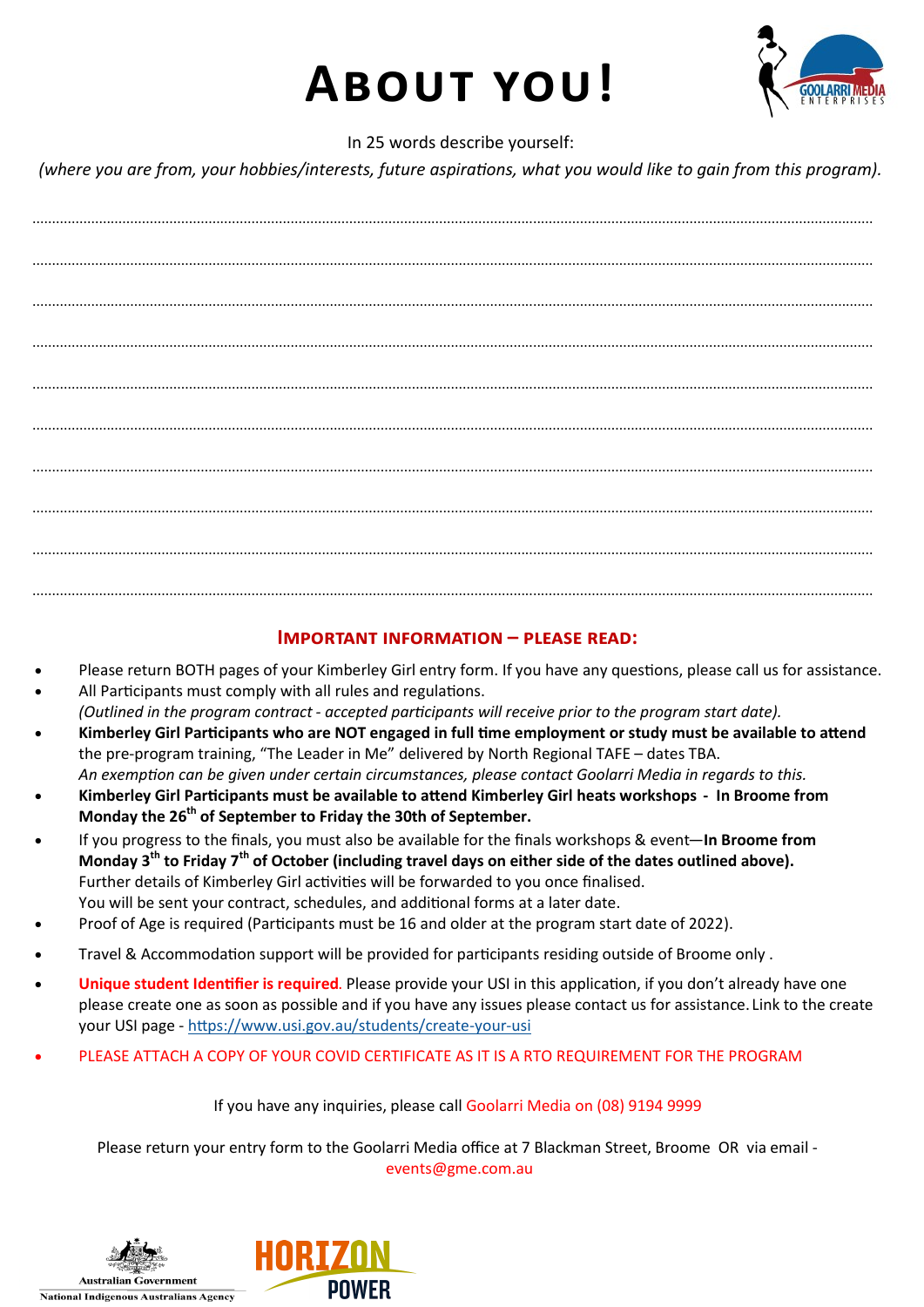# About you!

In 25 words describe yourself:

*(where you are from, your hobbies/interests, future aspirations, what you would like to gain from this program).*

................................................................................................................................................................................................

................................................................................................................................................................................................

................................................................................................................................................................................................

................................................................................................................................................................................................

................................................................................................................................................................................................

................................................................................................................................................................................................

................................................................................................................................................................................................

................................................................................................................................................................................................

................................................................................................................................................................................................

................................................................................................................................................................................................

## Important information – please read:

- Please return BOTH pages of your Kimberley Girl entry form. If you have any questions, please call us for assistance.
- All Participants must comply with all rules and regulations.
  *(Outlined in the program contract - accepted participants will receive prior to the program start date).*
- **Kimberley Girl Participants who are NOT engaged in full time employment or study must be available to attend** the pre-program training, "The Leader in Me" delivered by North Regional TAFE – dates TBA.
  *An exemption can be given under certain circumstances, please contact Goolarri Media in regards to this.*
- **Kimberley Girl Participants must be available to attend Kimberley Girl heats workshops - In Broome from Monday the 26th of September to Friday the 30th of September.**
- If you progress to the finals, you must also be available for the finals workshops & event—**In Broome from Monday 3rd to Friday 7th of October (including travel days on either side of the dates outlined above).**
  Further details of Kimberley Girl activities will be forwarded to you once finalised.
  You will be sent your contract, schedules, and additional forms at a later date.
- Proof of Age is required (Participants must be 16 and older at the program start date of 2022).
- Travel & Accommodation support will be provided for participants residing outside of Broome only .
- Unique student Identifier is required. Please provide your USI in this application, if you don't already have one please create one as soon as possible and if you have any issues please contact us for assistance. Link to the create your USI page - https://www.usi.gov.au/students/create-your-usi
- PLEASE ATTACH A COPY OF YOUR COVID CERTIFICATE AS IT IS A RTO REQUIREMENT FOR THE PROGRAM

If you have any inquiries, please call Goolarri Media on (08) 9194 9999

Please return your entry form to the Goolarri Media office at 7 Blackman Street, Broome OR via email - events@gme.com.au

Australian Government
National Indigenous Australians Agency

HORIZON POWER